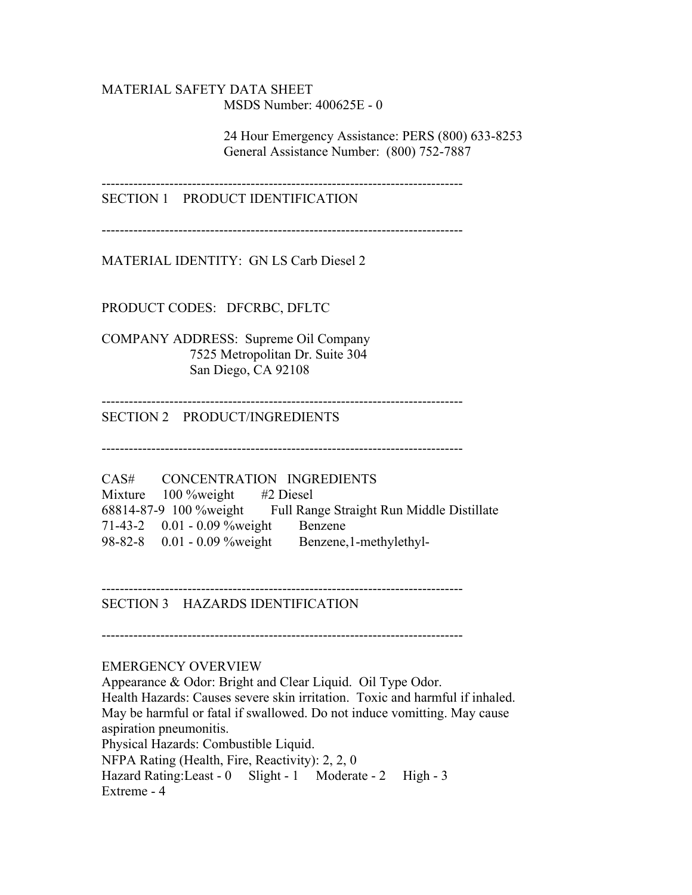# MATERIAL SAFETY DATA SHEET

MSDS Number: 400625E - 0

24 Hour Emergency Assistance: PERS (800) 633-8253
General Assistance Number: (800) 752-7887

---

## SECTION 1 PRODUCT IDENTIFICATION

---

MATERIAL IDENTITY: GN LS Carb Diesel 2

PRODUCT CODES: DFCRBC, DFLTC

COMPANY ADDRESS: Supreme Oil Company
7525 Metropolitan Dr. Suite 304
San Diego, CA 92108

---

## SECTION 2 PRODUCT/INGREDIENTS

---

| CAS# | CONCENTRATION | INGREDIENTS |
|---|---|---|
| Mixture | 100 %weight | #2 Diesel |
| 68814-87-9 | 100 %weight | Full Range Straight Run Middle Distillate |
| 71-43-2 | 0.01 - 0.09 %weight | Benzene |
| 98-82-8 | 0.01 - 0.09 %weight | Benzene,1-methylethyl- |

---

## SECTION 3 HAZARDS IDENTIFICATION

---

EMERGENCY OVERVIEW

Appearance & Odor: Bright and Clear Liquid. Oil Type Odor.
Health Hazards: Causes severe skin irritation. Toxic and harmful if inhaled. May be harmful or fatal if swallowed. Do not induce vomitting. May cause aspiration pneumonitis.
Physical Hazards: Combustible Liquid.
NFPA Rating (Health, Fire, Reactivity): 2, 2, 0
Hazard Rating:Least - 0 Slight - 1 Moderate - 2 High - 3 Extreme - 4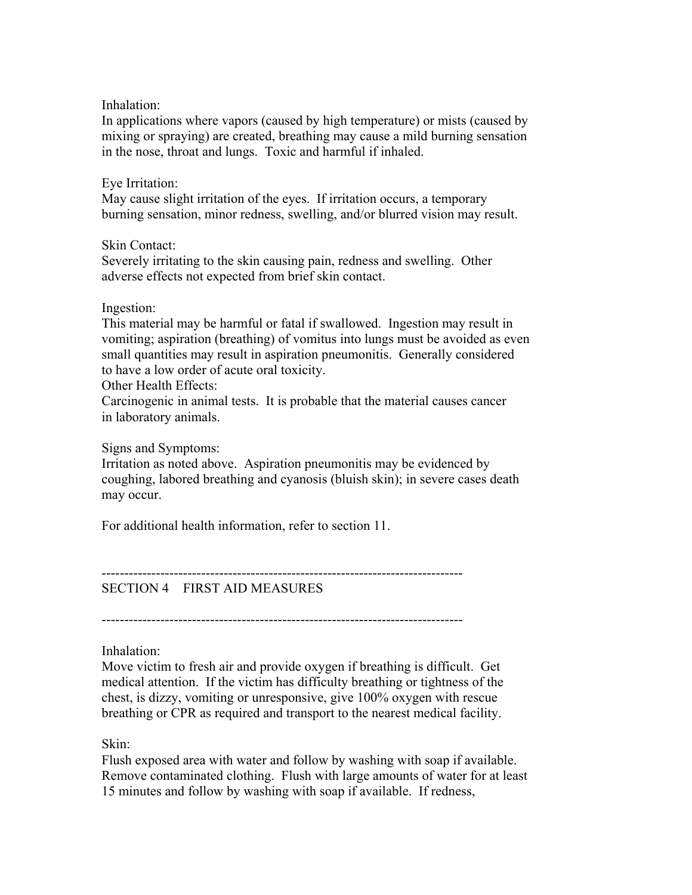Inhalation:
In applications where vapors (caused by high temperature) or mists (caused by mixing or spraying) are created, breathing may cause a mild burning sensation in the nose, throat and lungs. Toxic and harmful if inhaled.

Eye Irritation:
May cause slight irritation of the eyes. If irritation occurs, a temporary burning sensation, minor redness, swelling, and/or blurred vision may result.

Skin Contact:
Severely irritating to the skin causing pain, redness and swelling. Other adverse effects not expected from brief skin contact.

Ingestion:
This material may be harmful or fatal if swallowed. Ingestion may result in vomiting; aspiration (breathing) of vomitus into lungs must be avoided as even small quantities may result in aspiration pneumonitis. Generally considered to have a low order of acute oral toxicity.
Other Health Effects:
Carcinogenic in animal tests. It is probable that the material causes cancer in laboratory animals.

Signs and Symptoms:
Irritation as noted above. Aspiration pneumonitis may be evidenced by coughing, labored breathing and cyanosis (bluish skin); in severe cases death may occur.

For additional health information, refer to section 11.

--------------------------------------------------------------------------------

## SECTION 4 FIRST AID MEASURES

--------------------------------------------------------------------------------

Inhalation:
Move victim to fresh air and provide oxygen if breathing is difficult. Get medical attention. If the victim has difficulty breathing or tightness of the chest, is dizzy, vomiting or unresponsive, give 100% oxygen with rescue breathing or CPR as required and transport to the nearest medical facility.

Skin:
Flush exposed area with water and follow by washing with soap if available. Remove contaminated clothing. Flush with large amounts of water for at least 15 minutes and follow by washing with soap if available. If redness,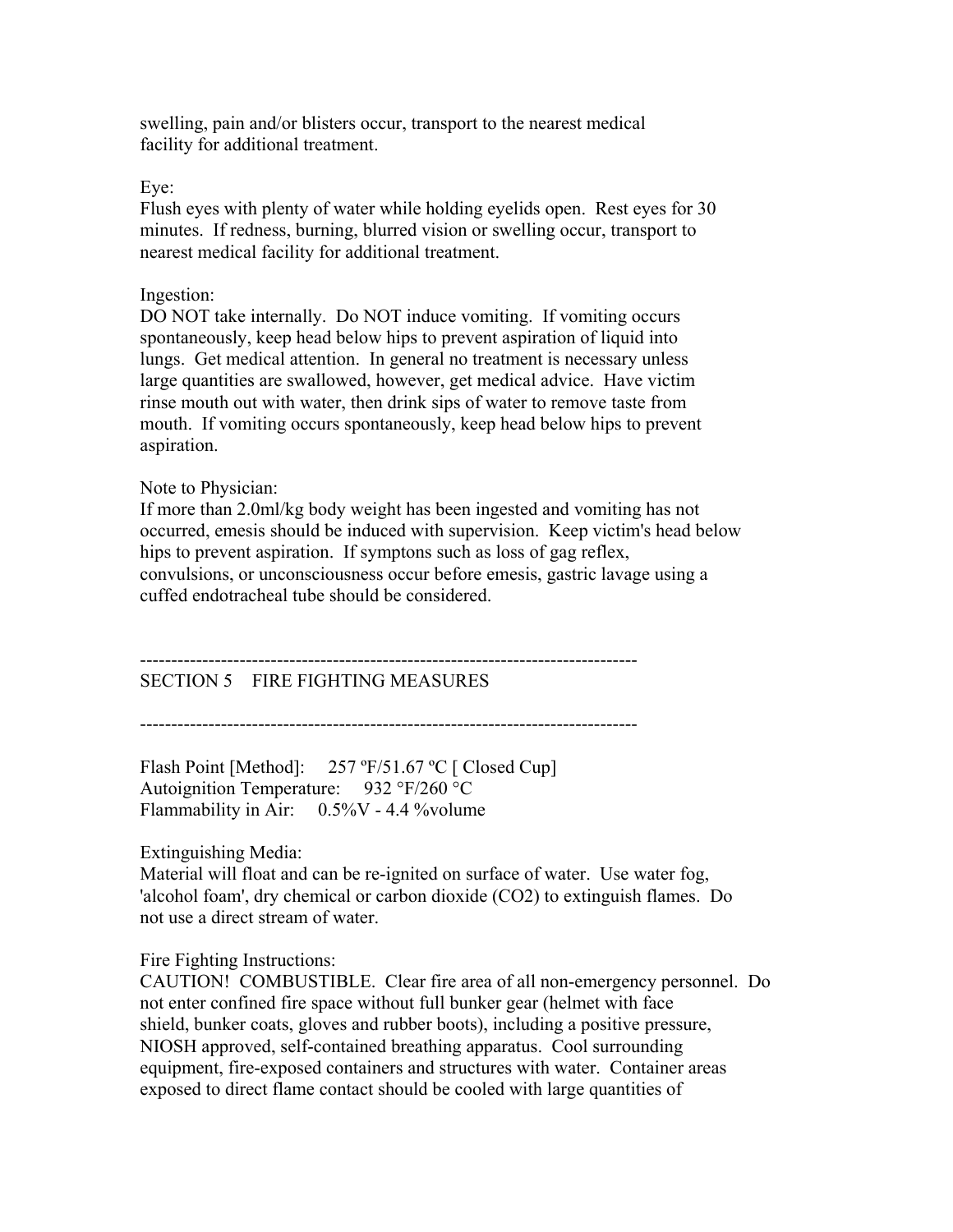swelling, pain and/or blisters occur, transport to the nearest medical facility for additional treatment.

Eye:
Flush eyes with plenty of water while holding eyelids open. Rest eyes for 30 minutes. If redness, burning, blurred vision or swelling occur, transport to nearest medical facility for additional treatment.

Ingestion:
DO NOT take internally. Do NOT induce vomiting. If vomiting occurs spontaneously, keep head below hips to prevent aspiration of liquid into lungs. Get medical attention. In general no treatment is necessary unless large quantities are swallowed, however, get medical advice. Have victim rinse mouth out with water, then drink sips of water to remove taste from mouth. If vomiting occurs spontaneously, keep head below hips to prevent aspiration.

Note to Physician:
If more than 2.0ml/kg body weight has been ingested and vomiting has not occurred, emesis should be induced with supervision. Keep victim's head below hips to prevent aspiration. If symptons such as loss of gag reflex, convulsions, or unconsciousness occur before emesis, gastric lavage using a cuffed endotracheal tube should be considered.

---

## SECTION 5 FIRE FIGHTING MEASURES

---

Flash Point [Method]: 257 ºF/51.67 ºC [ Closed Cup]
Autoignition Temperature: 932 °F/260 °C
Flammability in Air: 0.5%V - 4.4 %volume

Extinguishing Media:
Material will float and can be re-ignited on surface of water. Use water fog, 'alcohol foam', dry chemical or carbon dioxide ($CO_2$) to extinguish flames. Do not use a direct stream of water.

Fire Fighting Instructions:
CAUTION! COMBUSTIBLE. Clear fire area of all non-emergency personnel. Do not enter confined fire space without full bunker gear (helmet with face shield, bunker coats, gloves and rubber boots), including a positive pressure, NIOSH approved, self-contained breathing apparatus. Cool surrounding equipment, fire-exposed containers and structures with water. Container areas exposed to direct flame contact should be cooled with large quantities of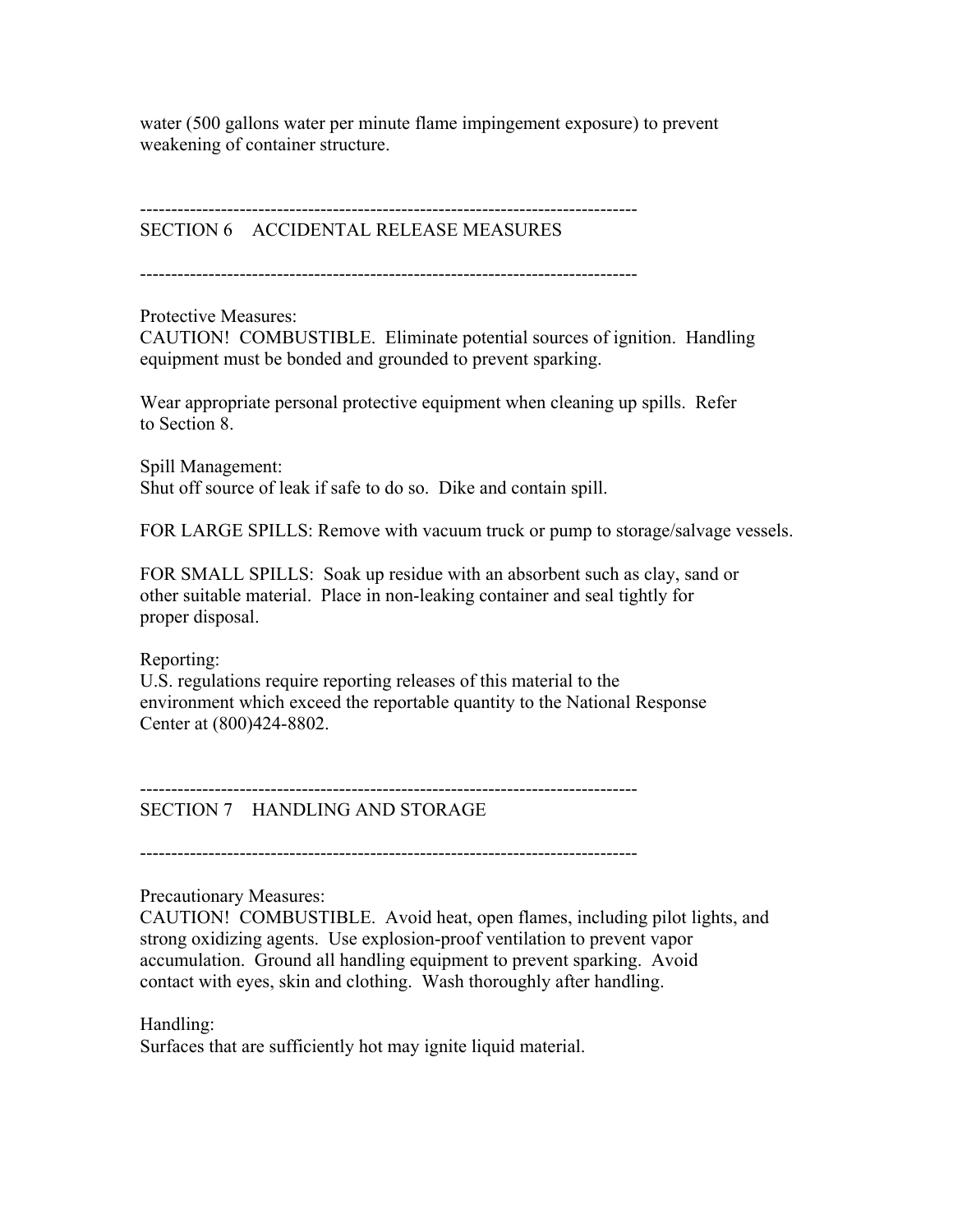water (500 gallons water per minute flame impingement exposure) to prevent weakening of container structure.

---

## SECTION 6 ACCIDENTAL RELEASE MEASURES

---

Protective Measures:
CAUTION! COMBUSTIBLE. Eliminate potential sources of ignition. Handling equipment must be bonded and grounded to prevent sparking.

Wear appropriate personal protective equipment when cleaning up spills. Refer to Section 8.

Spill Management:
Shut off source of leak if safe to do so. Dike and contain spill.

FOR LARGE SPILLS: Remove with vacuum truck or pump to storage/salvage vessels.

FOR SMALL SPILLS: Soak up residue with an absorbent such as clay, sand or other suitable material. Place in non-leaking container and seal tightly for proper disposal.

Reporting:
U.S. regulations require reporting releases of this material to the environment which exceed the reportable quantity to the National Response Center at (800)424-8802.

---

## SECTION 7 HANDLING AND STORAGE

---

Precautionary Measures:
CAUTION! COMBUSTIBLE. Avoid heat, open flames, including pilot lights, and strong oxidizing agents. Use explosion-proof ventilation to prevent vapor accumulation. Ground all handling equipment to prevent sparking. Avoid contact with eyes, skin and clothing. Wash thoroughly after handling.

Handling:
Surfaces that are sufficiently hot may ignite liquid material.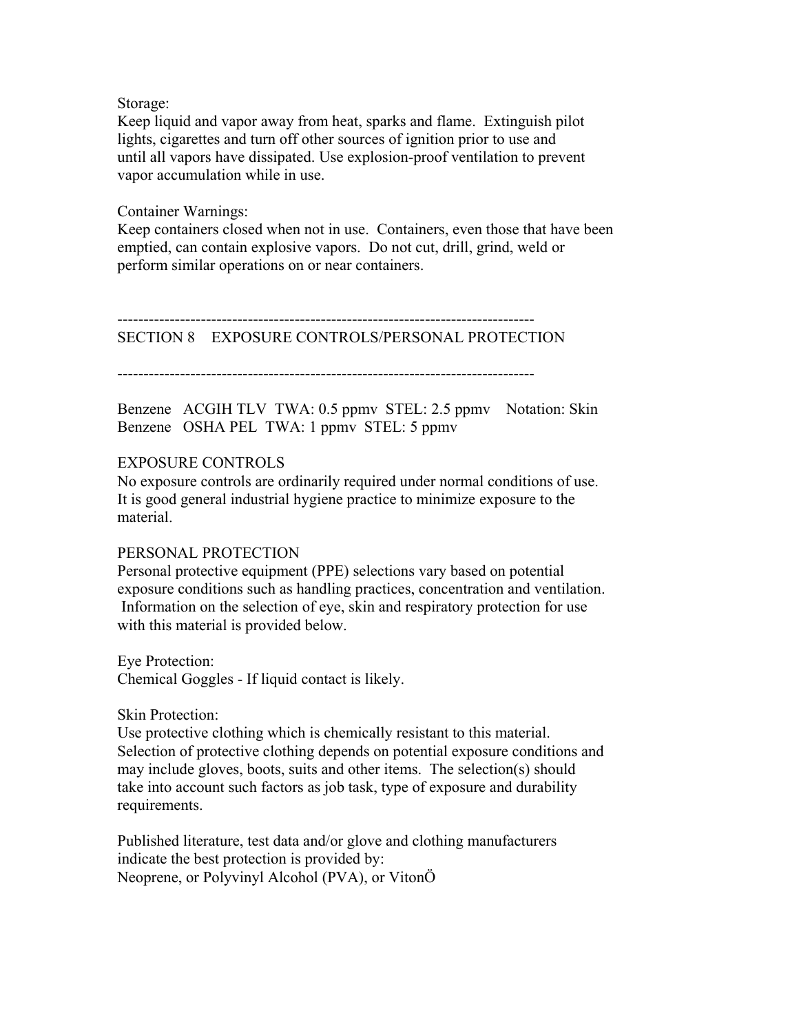Storage:
Keep liquid and vapor away from heat, sparks and flame. Extinguish pilot lights, cigarettes and turn off other sources of ignition prior to use and until all vapors have dissipated. Use explosion-proof ventilation to prevent vapor accumulation while in use.

Container Warnings:
Keep containers closed when not in use. Containers, even those that have been emptied, can contain explosive vapors. Do not cut, drill, grind, weld or perform similar operations on or near containers.

--------------------------------------------------------------------------------

## SECTION 8 EXPOSURE CONTROLS/PERSONAL PROTECTION

--------------------------------------------------------------------------------

Benzene ACGIH TLV TWA: 0.5 ppmv STEL: 2.5 ppmv Notation: Skin
Benzene OSHA PEL TWA: 1 ppmv STEL: 5 ppmv

### EXPOSURE CONTROLS

No exposure controls are ordinarily required under normal conditions of use. It is good general industrial hygiene practice to minimize exposure to the material.

### PERSONAL PROTECTION

Personal protective equipment (PPE) selections vary based on potential exposure conditions such as handling practices, concentration and ventilation. Information on the selection of eye, skin and respiratory protection for use with this material is provided below.

Eye Protection:
Chemical Goggles - If liquid contact is likely.

Skin Protection:
Use protective clothing which is chemically resistant to this material. Selection of protective clothing depends on potential exposure conditions and may include gloves, boots, suits and other items. The selection(s) should take into account such factors as job task, type of exposure and durability requirements.

Published literature, test data and/or glove and clothing manufacturers indicate the best protection is provided by:
Neoprene, or Polyvinyl Alcohol (PVA), or VitonÖ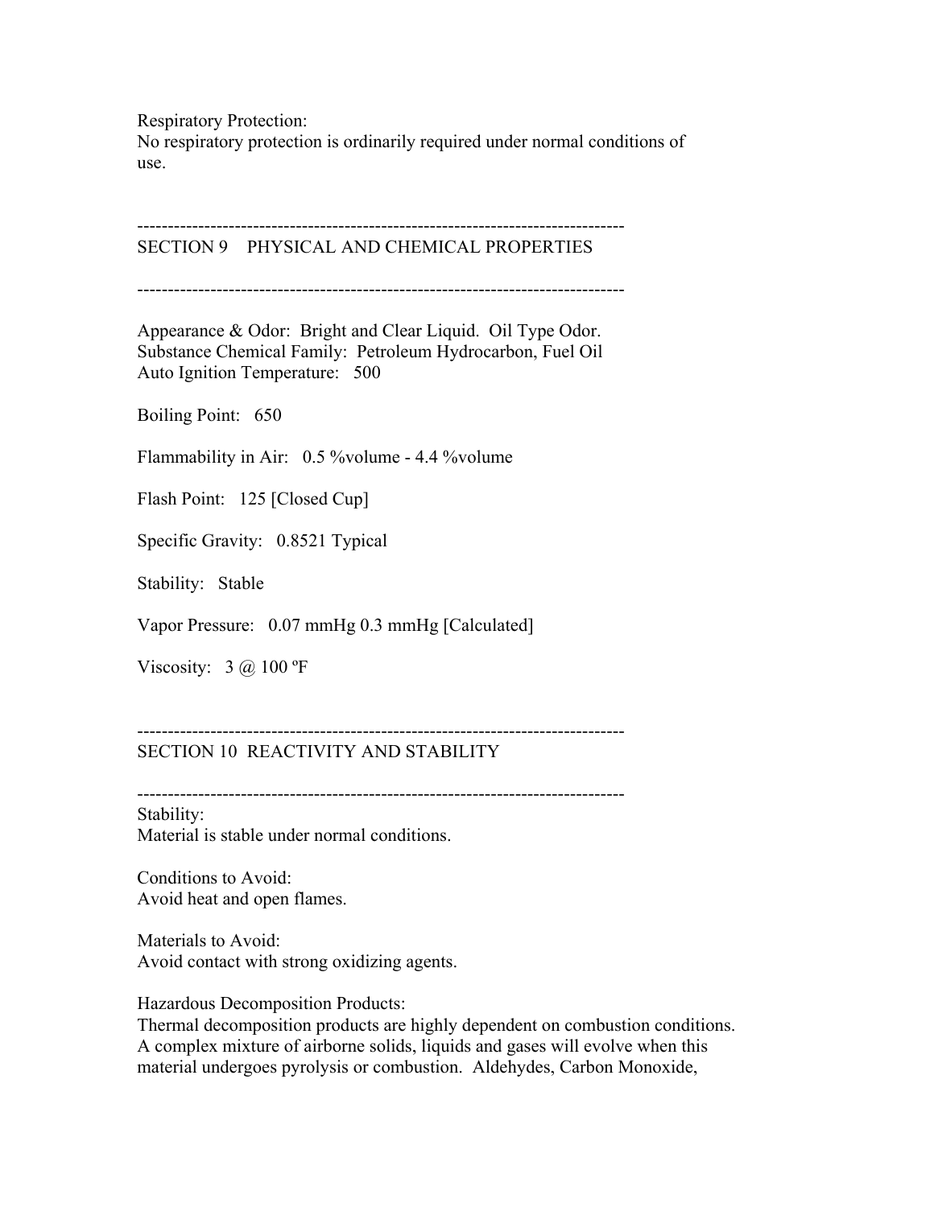Respiratory Protection:
No respiratory protection is ordinarily required under normal conditions of use.

---

## SECTION 9 PHYSICAL AND CHEMICAL PROPERTIES

---

Appearance & Odor: Bright and Clear Liquid. Oil Type Odor.
Substance Chemical Family: Petroleum Hydrocarbon, Fuel Oil
Auto Ignition Temperature: 500

Boiling Point: 650

Flammability in Air: 0.5 %volume - 4.4 %volume

Flash Point: 125 [Closed Cup]

Specific Gravity: 0.8521 Typical

Stability: Stable

Vapor Pressure: 0.07 mmHg 0.3 mmHg [Calculated]

Viscosity: 3 @ 100 ºF

---

## SECTION 10 REACTIVITY AND STABILITY

---

Stability:
Material is stable under normal conditions.

Conditions to Avoid:
Avoid heat and open flames.

Materials to Avoid:
Avoid contact with strong oxidizing agents.

Hazardous Decomposition Products:
Thermal decomposition products are highly dependent on combustion conditions. A complex mixture of airborne solids, liquids and gases will evolve when this material undergoes pyrolysis or combustion. Aldehydes, Carbon Monoxide,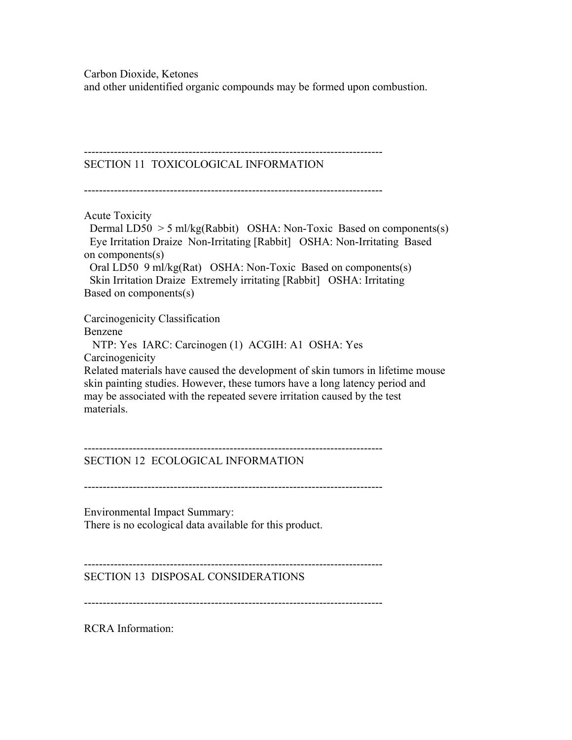Carbon Dioxide, Ketones
and other unidentified organic compounds may be formed upon combustion.

--------------------------------------------------------------------------------

## SECTION 11 TOXICOLOGICAL INFORMATION

--------------------------------------------------------------------------------

Acute Toxicity
  Dermal LD50 > 5 ml/kg(Rabbit)   OSHA: Non-Toxic  Based on components(s)
  Eye Irritation Draize  Non-Irritating [Rabbit]   OSHA: Non-Irritating  Based on components(s)
  Oral LD50  9 ml/kg(Rat)   OSHA: Non-Toxic  Based on components(s)
  Skin Irritation Draize  Extremely irritating [Rabbit]   OSHA: Irritating  Based on components(s)

Carcinogenicity Classification
Benzene
   NTP: Yes  IARC: Carcinogen (1)  ACGIH: A1  OSHA: Yes
Carcinogenicity
Related materials have caused the development of skin tumors in lifetime mouse skin painting studies. However, these tumors have a long latency period and may be associated with the repeated severe irritation caused by the test materials.

--------------------------------------------------------------------------------

## SECTION 12 ECOLOGICAL INFORMATION

--------------------------------------------------------------------------------

Environmental Impact Summary:
There is no ecological data available for this product.

--------------------------------------------------------------------------------

## SECTION 13 DISPOSAL CONSIDERATIONS

--------------------------------------------------------------------------------

RCRA Information: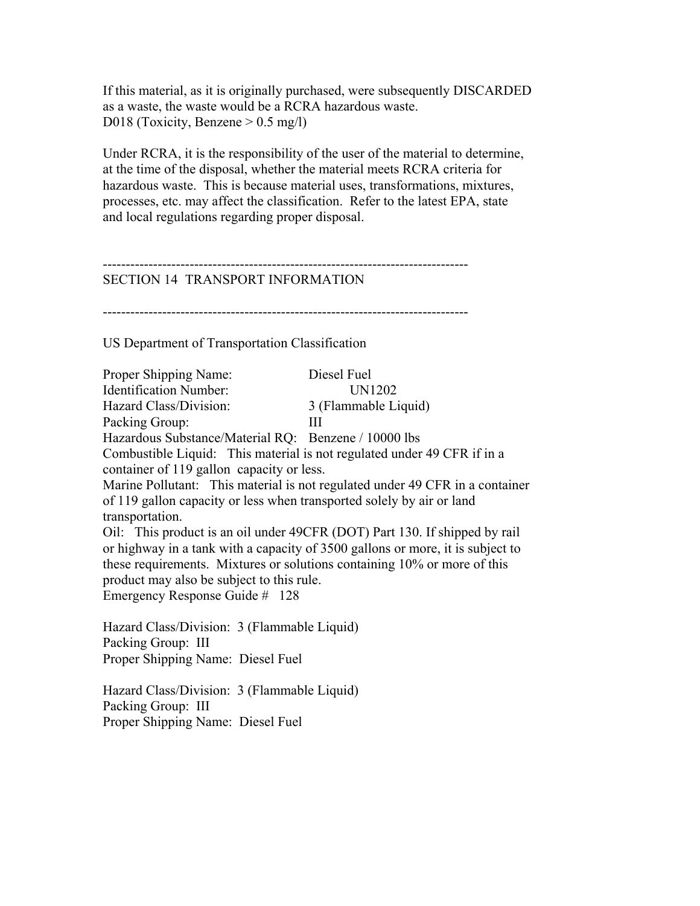If this material, as it is originally purchased, were subsequently DISCARDED as a waste, the waste would be a RCRA hazardous waste.
D018 (Toxicity, Benzene > 0.5 mg/l)

Under RCRA, it is the responsibility of the user of the material to determine, at the time of the disposal, whether the material meets RCRA criteria for hazardous waste. This is because material uses, transformations, mixtures, processes, etc. may affect the classification. Refer to the latest EPA, state and local regulations regarding proper disposal.

---

## SECTION 14 TRANSPORT INFORMATION

---

US Department of Transportation Classification

Proper Shipping Name: Diesel Fuel
Identification Number: UN1202
Hazard Class/Division: 3 (Flammable Liquid)
Packing Group: III
Hazardous Substance/Material RQ: Benzene / 10000 lbs
Combustible Liquid: This material is not regulated under 49 CFR if in a container of 119 gallon capacity or less.
Marine Pollutant: This material is not regulated under 49 CFR in a container of 119 gallon capacity or less when transported solely by air or land transportation.
Oil: This product is an oil under 49CFR (DOT) Part 130. If shipped by rail or highway in a tank with a capacity of 3500 gallons or more, it is subject to these requirements. Mixtures or solutions containing 10% or more of this product may also be subject to this rule.
Emergency Response Guide # 128

Hazard Class/Division: 3 (Flammable Liquid)
Packing Group: III
Proper Shipping Name: Diesel Fuel

Hazard Class/Division: 3 (Flammable Liquid)
Packing Group: III
Proper Shipping Name: Diesel Fuel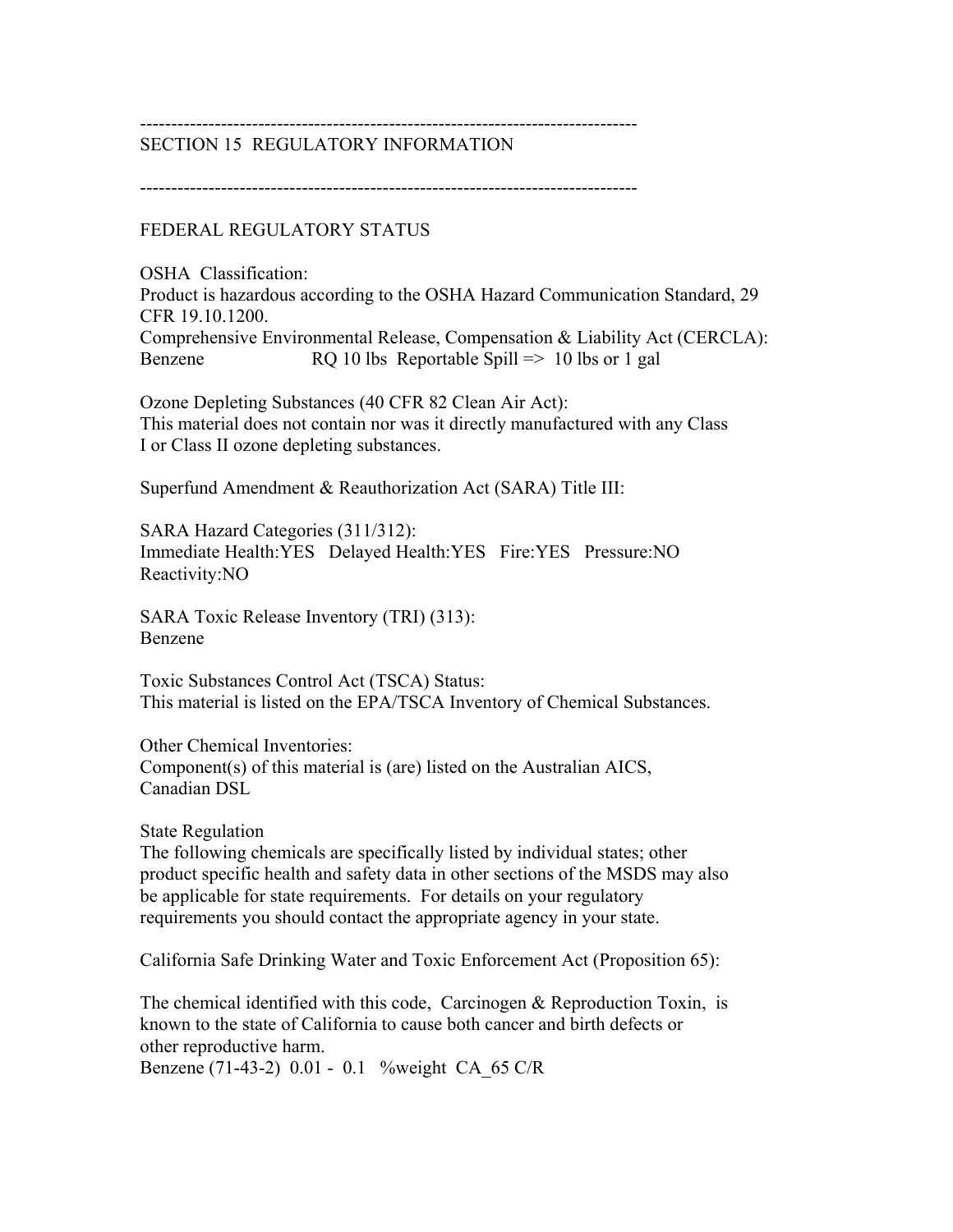-------------------------------------------------------------------------------

## SECTION 15 REGULATORY INFORMATION

-------------------------------------------------------------------------------

### FEDERAL REGULATORY STATUS

OSHA Classification:
Product is hazardous according to the OSHA Hazard Communication Standard, 29 CFR 19.10.1200.
Comprehensive Environmental Release, Compensation & Liability Act (CERCLA):
Benzene RQ 10 lbs Reportable Spill => 10 lbs or 1 gal

Ozone Depleting Substances (40 CFR 82 Clean Air Act):
This material does not contain nor was it directly manufactured with any Class I or Class II ozone depleting substances.

Superfund Amendment & Reauthorization Act (SARA) Title III:

SARA Hazard Categories (311/312):
Immediate Health:YES Delayed Health:YES Fire:YES Pressure:NO Reactivity:NO

SARA Toxic Release Inventory (TRI) (313):
Benzene

Toxic Substances Control Act (TSCA) Status:
This material is listed on the EPA/TSCA Inventory of Chemical Substances.

Other Chemical Inventories:
Component(s) of this material is (are) listed on the Australian AICS, Canadian DSL

State Regulation
The following chemicals are specifically listed by individual states; other product specific health and safety data in other sections of the MSDS may also be applicable for state requirements. For details on your regulatory requirements you should contact the appropriate agency in your state.

California Safe Drinking Water and Toxic Enforcement Act (Proposition 65):

The chemical identified with this code, Carcinogen & Reproduction Toxin, is known to the state of California to cause both cancer and birth defects or other reproductive harm.
Benzene (71-43-2) 0.01 - 0.1 %weight CA_65 C/R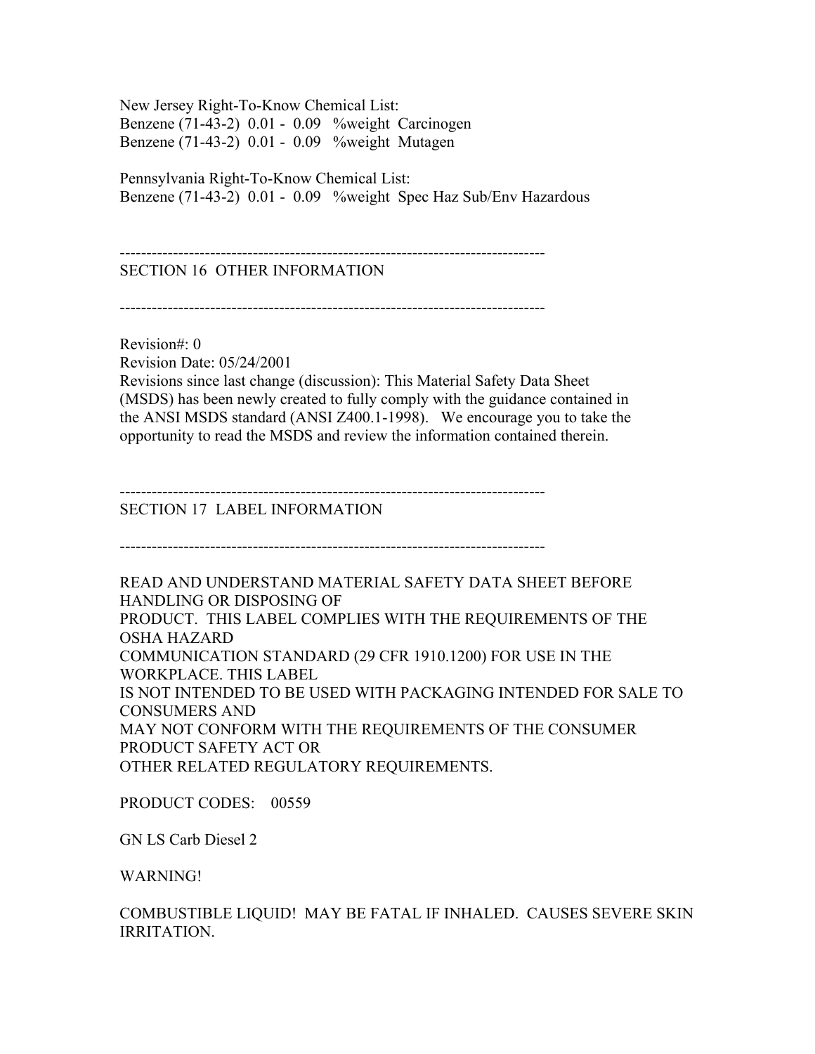New Jersey Right-To-Know Chemical List:
Benzene (71-43-2) 0.01 - 0.09 %weight Carcinogen
Benzene (71-43-2) 0.01 - 0.09 %weight Mutagen

Pennsylvania Right-To-Know Chemical List:
Benzene (71-43-2) 0.01 - 0.09 %weight Spec Haz Sub/Env Hazardous

---

## SECTION 16 OTHER INFORMATION

---

Revision#: 0
Revision Date: 05/24/2001
Revisions since last change (discussion): This Material Safety Data Sheet (MSDS) has been newly created to fully comply with the guidance contained in the ANSI MSDS standard (ANSI Z400.1-1998). We encourage you to take the opportunity to read the MSDS and review the information contained therein.

---

## SECTION 17 LABEL INFORMATION

---

READ AND UNDERSTAND MATERIAL SAFETY DATA SHEET BEFORE HANDLING OR DISPOSING OF
PRODUCT. THIS LABEL COMPLIES WITH THE REQUIREMENTS OF THE OSHA HAZARD
COMMUNICATION STANDARD (29 CFR 1910.1200) FOR USE IN THE WORKPLACE. THIS LABEL
IS NOT INTENDED TO BE USED WITH PACKAGING INTENDED FOR SALE TO CONSUMERS AND
MAY NOT CONFORM WITH THE REQUIREMENTS OF THE CONSUMER PRODUCT SAFETY ACT OR
OTHER RELATED REGULATORY REQUIREMENTS.

PRODUCT CODES: 00559

GN LS Carb Diesel 2

WARNING!

COMBUSTIBLE LIQUID! MAY BE FATAL IF INHALED. CAUSES SEVERE SKIN IRRITATION.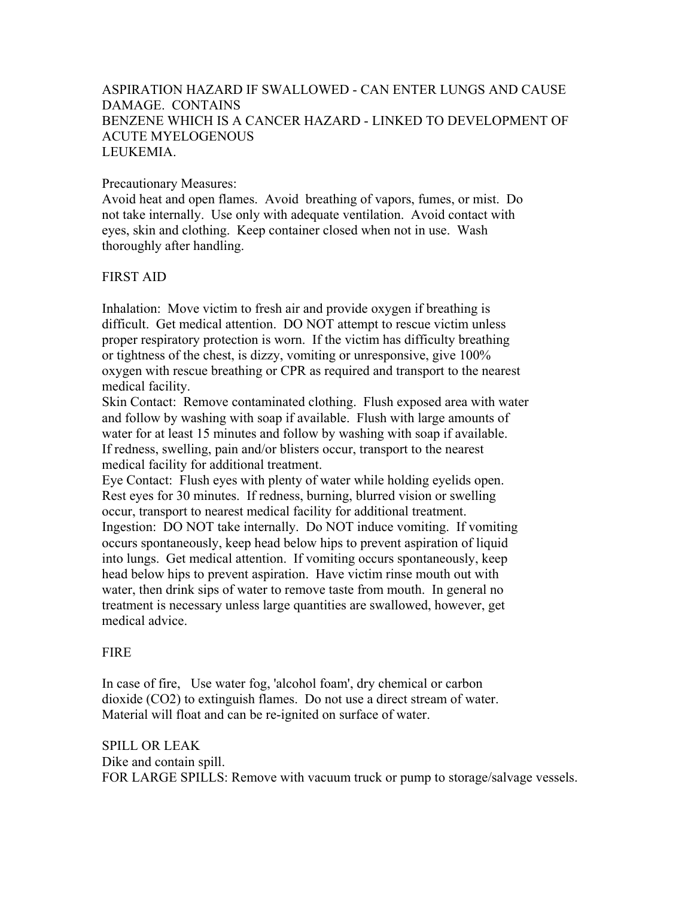ASPIRATION HAZARD IF SWALLOWED - CAN ENTER LUNGS AND CAUSE DAMAGE. CONTAINS BENZENE WHICH IS A CANCER HAZARD - LINKED TO DEVELOPMENT OF ACUTE MYELOGENOUS LEUKEMIA.

Precautionary Measures:
Avoid heat and open flames. Avoid breathing of vapors, fumes, or mist. Do not take internally. Use only with adequate ventilation. Avoid contact with eyes, skin and clothing. Keep container closed when not in use. Wash thoroughly after handling.

FIRST AID

Inhalation: Move victim to fresh air and provide oxygen if breathing is difficult. Get medical attention. DO NOT attempt to rescue victim unless proper respiratory protection is worn. If the victim has difficulty breathing or tightness of the chest, is dizzy, vomiting or unresponsive, give 100% oxygen with rescue breathing or CPR as required and transport to the nearest medical facility.
Skin Contact: Remove contaminated clothing. Flush exposed area with water and follow by washing with soap if available. Flush with large amounts of water for at least 15 minutes and follow by washing with soap if available. If redness, swelling, pain and/or blisters occur, transport to the nearest medical facility for additional treatment.
Eye Contact: Flush eyes with plenty of water while holding eyelids open. Rest eyes for 30 minutes. If redness, burning, blurred vision or swelling occur, transport to nearest medical facility for additional treatment.
Ingestion: DO NOT take internally. Do NOT induce vomiting. If vomiting occurs spontaneously, keep head below hips to prevent aspiration of liquid into lungs. Get medical attention. If vomiting occurs spontaneously, keep head below hips to prevent aspiration. Have victim rinse mouth out with water, then drink sips of water to remove taste from mouth. In general no treatment is necessary unless large quantities are swallowed, however, get medical advice.

FIRE

In case of fire, Use water fog, 'alcohol foam', dry chemical or carbon dioxide ($CO_2$) to extinguish flames. Do not use a direct stream of water. Material will float and can be re-ignited on surface of water.

SPILL OR LEAK
Dike and contain spill.
FOR LARGE SPILLS: Remove with vacuum truck or pump to storage/salvage vessels.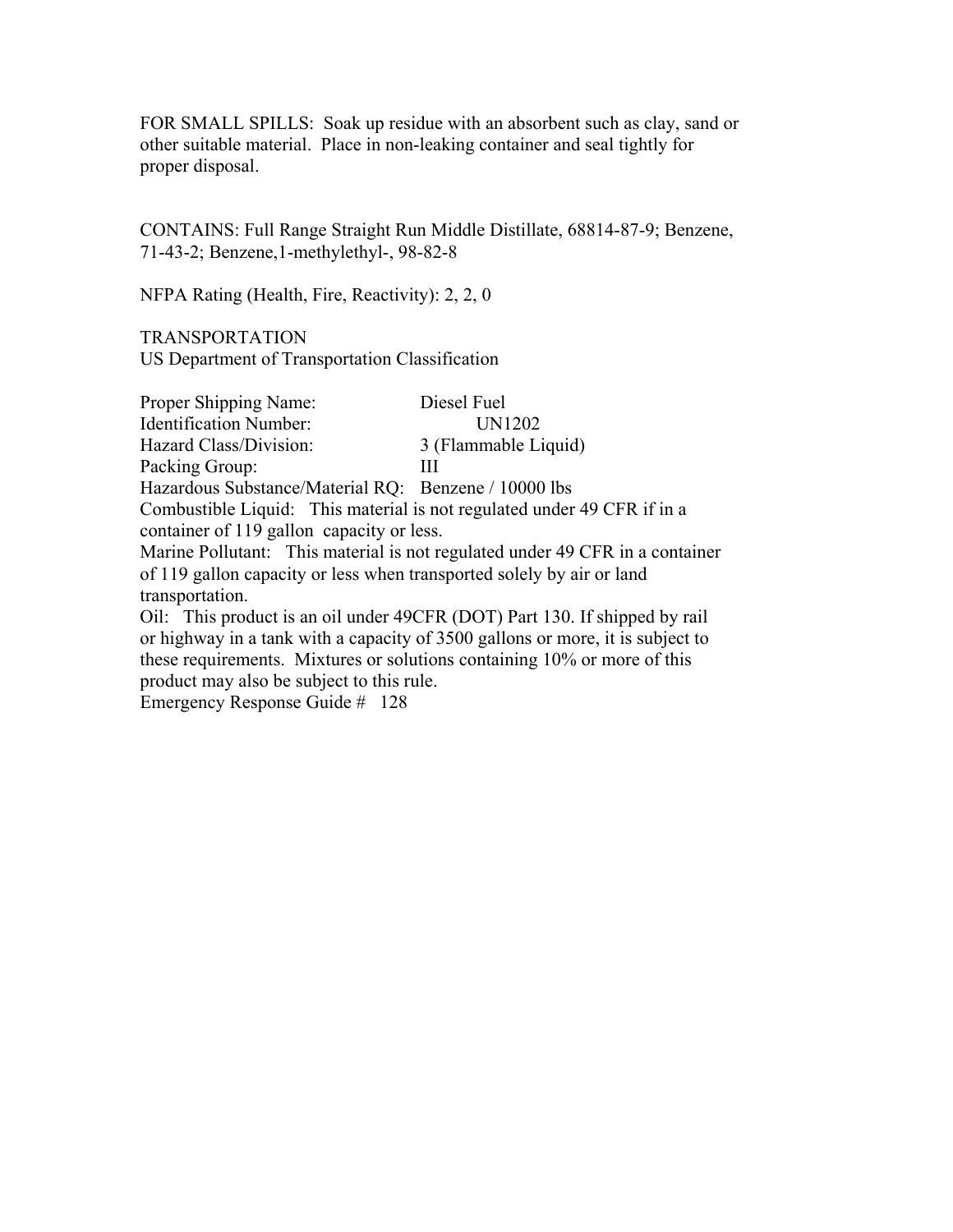FOR SMALL SPILLS: Soak up residue with an absorbent such as clay, sand or other suitable material. Place in non-leaking container and seal tightly for proper disposal.

CONTAINS: Full Range Straight Run Middle Distillate, 68814-87-9; Benzene, 71-43-2; Benzene,1-methylethyl-, 98-82-8

NFPA Rating (Health, Fire, Reactivity): 2, 2, 0

TRANSPORTATION
US Department of Transportation Classification

| | |
|---|---|
| Proper Shipping Name: | Diesel Fuel |
| Identification Number: | UN1202 |
| Hazard Class/Division: | 3 (Flammable Liquid) |
| Packing Group: | III |
| Hazardous Substance/Material RQ: | Benzene / 10000 lbs |

Combustible Liquid: This material is not regulated under 49 CFR if in a container of 119 gallon capacity or less.
Marine Pollutant: This material is not regulated under 49 CFR in a container of 119 gallon capacity or less when transported solely by air or land transportation.
Oil: This product is an oil under 49CFR (DOT) Part 130. If shipped by rail or highway in a tank with a capacity of 3500 gallons or more, it is subject to these requirements. Mixtures or solutions containing 10% or more of this product may also be subject to this rule.
Emergency Response Guide # 128